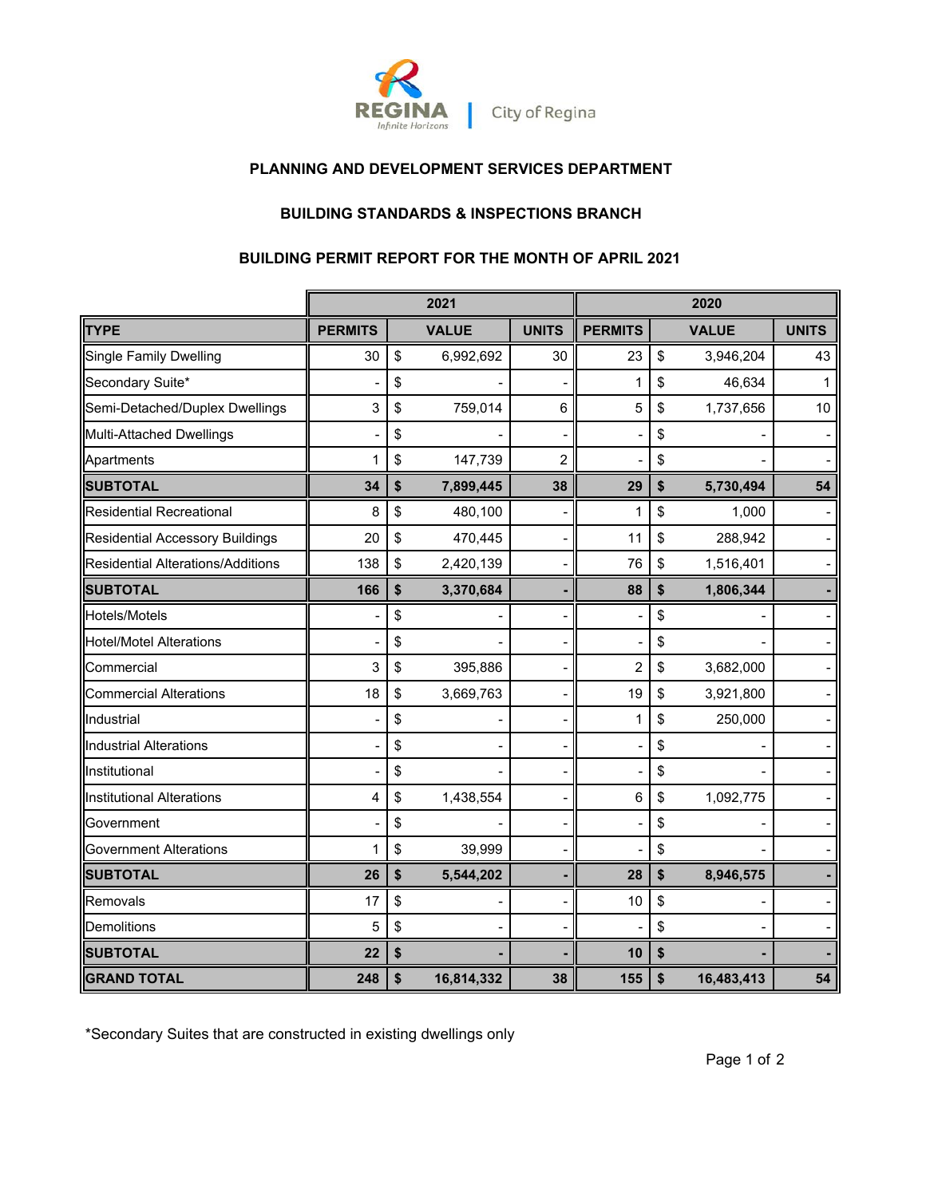REGINA Infinite Horizons | City of Regina

**PLANNING AND DEVELOPMENT SERVICES DEPARTMENT**

**BUILDING STANDARDS & INSPECTIONS BRANCH**

**BUILDING PERMIT REPORT FOR THE MONTH OF APRIL 2021**

| | 2021 | | | 2020 | | |
|---|---|---|---|---|---|---|
| **TYPE** | **PERMITS** | **VALUE** | **UNITS** | **PERMITS** | **VALUE** | **UNITS** |
| Single Family Dwelling | 30 | $ 6,992,692 | 30 | 23 | $ 3,946,204 | 43 |
| Secondary Suite* | - | $ - | - | 1 | $ 46,634 | 1 |
| Semi-Detached/Duplex Dwellings | 3 | $ 759,014 | 6 | 5 | $ 1,737,656 | 10 |
| Multi-Attached Dwellings | - | $ - | - | - | $ - | - |
| Apartments | 1 | $ 147,739 | 2 | - | $ - | - |
| **SUBTOTAL** | **34** | **$ 7,899,445** | **38** | **29** | **$ 5,730,494** | **54** |
| Residential Recreational | 8 | $ 480,100 | - | 1 | $ 1,000 | - |
| Residential Accessory Buildings | 20 | $ 470,445 | - | 11 | $ 288,942 | - |
| Residential Alterations/Additions | 138 | $ 2,420,139 | - | 76 | $ 1,516,401 | - |
| **SUBTOTAL** | **166** | **$ 3,370,684** | **-** | **88** | **$ 1,806,344** | **-** |
| Hotels/Motels | - | $ - | - | - | $ - | - |
| Hotel/Motel Alterations | - | $ - | - | - | $ - | - |
| Commercial | 3 | $ 395,886 | - | 2 | $ 3,682,000 | - |
| Commercial Alterations | 18 | $ 3,669,763 | - | 19 | $ 3,921,800 | - |
| Industrial | - | $ - | - | 1 | $ 250,000 | - |
| Industrial Alterations | - | $ - | - | - | $ - | - |
| Institutional | - | $ - | - | - | $ - | - |
| Institutional Alterations | 4 | $ 1,438,554 | - | 6 | $ 1,092,775 | - |
| Government | - | $ - | - | - | $ - | - |
| Government Alterations | 1 | $ 39,999 | - | - | $ - | - |
| **SUBTOTAL** | **26** | **$ 5,544,202** | **-** | **28** | **$ 8,946,575** | **-** |
| Removals | 17 | $ - | - | 10 | $ - | - |
| Demolitions | 5 | $ - | - | - | $ - | - |
| **SUBTOTAL** | **22** | **$ -** | **-** | **10** | **$ -** | **-** |
| **GRAND TOTAL** | **248** | **$ 16,814,332** | **38** | **155** | **$ 16,483,413** | **54** |

*Secondary Suites that are constructed in existing dwellings only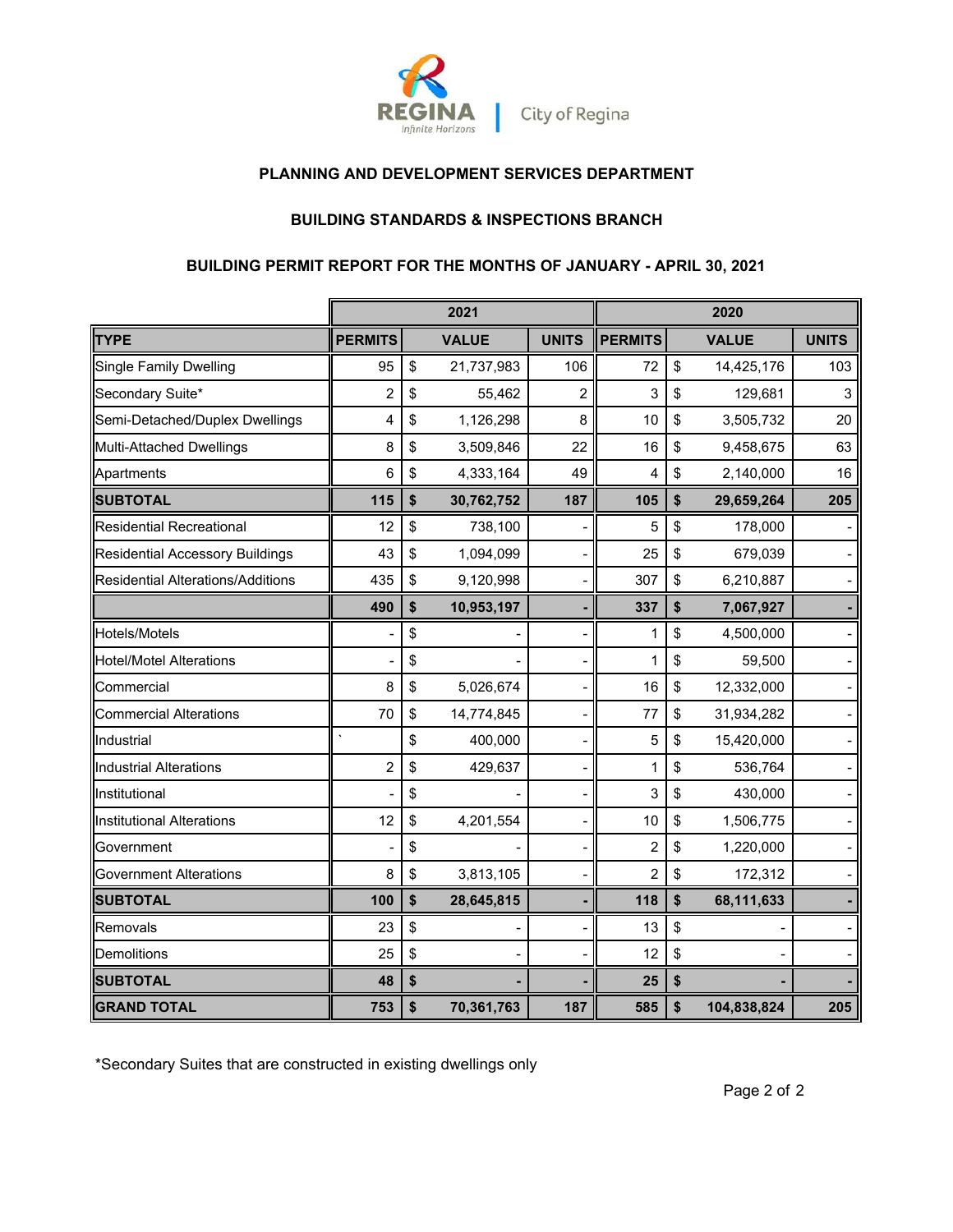REGINA
Infinite Horizons | City of Regina

**PLANNING AND DEVELOPMENT SERVICES DEPARTMENT**

**BUILDING STANDARDS & INSPECTIONS BRANCH**

**BUILDING PERMIT REPORT FOR THE MONTHS OF JANUARY - APRIL 30, 2021**

| | 2021 | | | 2020 | | |
|---|---|---|---|---|---|---|
| **TYPE** | **PERMITS** | **VALUE** | **UNITS** | **PERMITS** | **VALUE** | **UNITS** |
| Single Family Dwelling | 95 | $ 21,737,983 | 106 | 72 | $ 14,425,176 | 103 |
| Secondary Suite* | 2 | $ 55,462 | 2 | 3 | $ 129,681 | 3 |
| Semi-Detached/Duplex Dwellings | 4 | $ 1,126,298 | 8 | 10 | $ 3,505,732 | 20 |
| Multi-Attached Dwellings | 8 | $ 3,509,846 | 22 | 16 | $ 9,458,675 | 63 |
| Apartments | 6 | $ 4,333,164 | 49 | 4 | $ 2,140,000 | 16 |
| **SUBTOTAL** | **115** | **$ 30,762,752** | **187** | **105** | **$ 29,659,264** | **205** |
| Residential Recreational | 12 | $ 738,100 | - | 5 | $ 178,000 | - |
| Residential Accessory Buildings | 43 | $ 1,094,099 | - | 25 | $ 679,039 | - |
| Residential Alterations/Additions | 435 | $ 9,120,998 | - | 307 | $ 6,210,887 | - |
| | **490** | **$ 10,953,197** | **-** | **337** | **$ 7,067,927** | **-** |
| Hotels/Motels | - | $ - | - | 1 | $ 4,500,000 | - |
| Hotel/Motel Alterations | - | $ - | - | 1 | $ 59,500 | - |
| Commercial | 8 | $ 5,026,674 | - | 16 | $ 12,332,000 | - |
| Commercial Alterations | 70 | $ 14,774,845 | - | 77 | $ 31,934,282 | - |
| Industrial | ` | $ 400,000 | - | 5 | $ 15,420,000 | - |
| Industrial Alterations | 2 | $ 429,637 | - | 1 | $ 536,764 | - |
| Institutional | - | $ - | - | 3 | $ 430,000 | - |
| Institutional Alterations | 12 | $ 4,201,554 | - | 10 | $ 1,506,775 | - |
| Government | - | $ - | - | 2 | $ 1,220,000 | - |
| Government Alterations | 8 | $ 3,813,105 | - | 2 | $ 172,312 | - |
| **SUBTOTAL** | **100** | **$ 28,645,815** | **-** | **118** | **$ 68,111,633** | **-** |
| Removals | 23 | $ - | - | 13 | $ - | - |
| Demolitions | 25 | $ - | - | 12 | $ - | - |
| **SUBTOTAL** | **48** | **$ -** | **-** | **25** | **$ -** | **-** |
| **GRAND TOTAL** | **753** | **$ 70,361,763** | **187** | **585** | **$ 104,838,824** | **205** |

*Secondary Suites that are constructed in existing dwellings only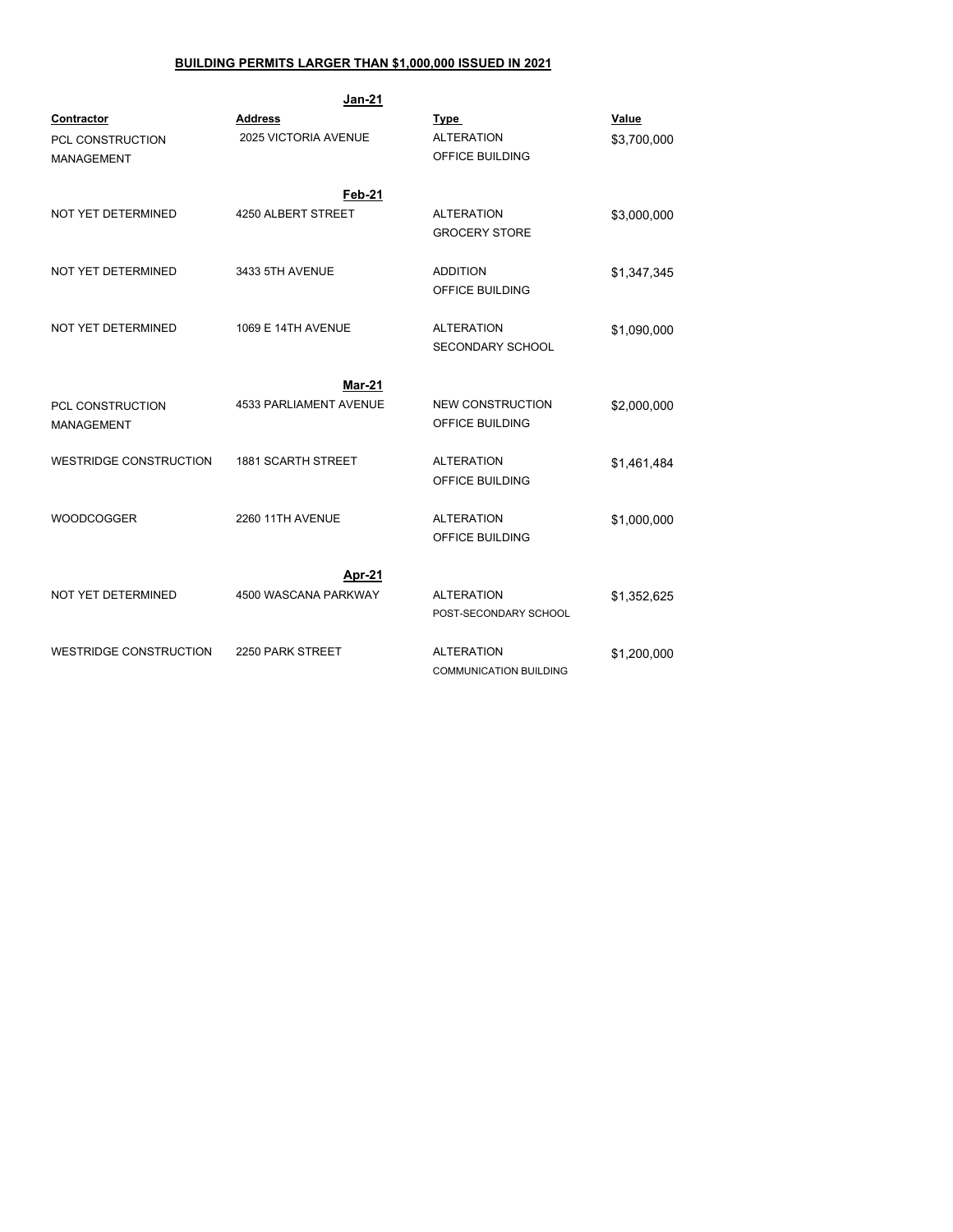**BUILDING PERMITS LARGER THAN $1,000,000 ISSUED IN 2021**

| Contractor | Address | Type | Value |
|---|---|---|---|
| | **Jan-21** | | |
| PCL CONSTRUCTION MANAGEMENT | 2025 VICTORIA AVENUE | ALTERATION OFFICE BUILDING | $3,700,000 |
| | **Feb-21** | | |
| NOT YET DETERMINED | 4250 ALBERT STREET | ALTERATION GROCERY STORE | $3,000,000 |
| NOT YET DETERMINED | 3433 5TH AVENUE | ADDITION OFFICE BUILDING | $1,347,345 |
| NOT YET DETERMINED | 1069 E 14TH AVENUE | ALTERATION SECONDARY SCHOOL | $1,090,000 |
| | **Mar-21** | | |
| PCL CONSTRUCTION MANAGEMENT | 4533 PARLIAMENT AVENUE | NEW CONSTRUCTION OFFICE BUILDING | $2,000,000 |
| WESTRIDGE CONSTRUCTION | 1881 SCARTH STREET | ALTERATION OFFICE BUILDING | $1,461,484 |
| WOODCOGGER | 2260 11TH AVENUE | ALTERATION OFFICE BUILDING | $1,000,000 |
| | **Apr-21** | | |
| NOT YET DETERMINED | 4500 WASCANA PARKWAY | ALTERATION POST-SECONDARY SCHOOL | $1,352,625 |
| WESTRIDGE CONSTRUCTION | 2250 PARK STREET | ALTERATION COMMUNICATION BUILDING | $1,200,000 |